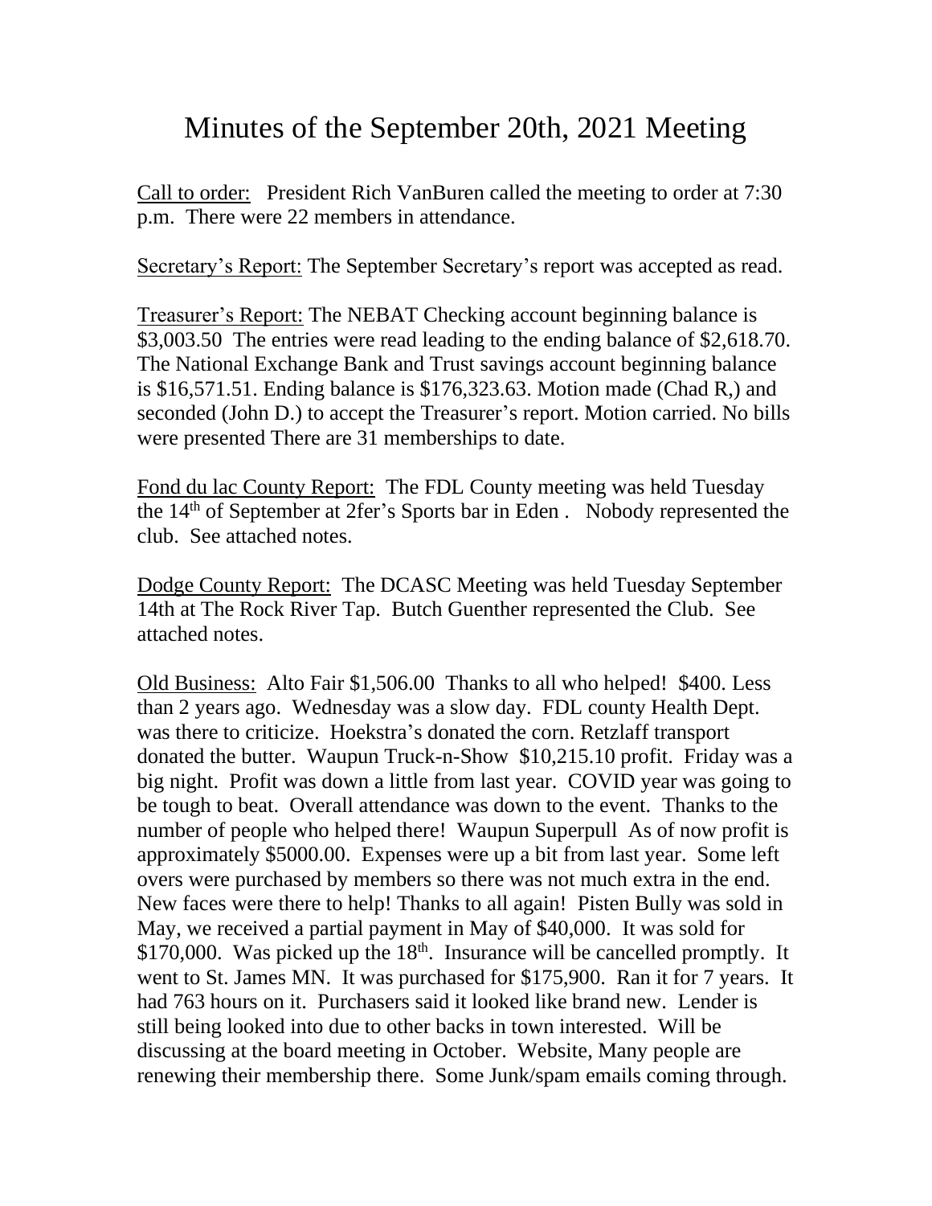# Minutes of the September 20th, 2021 Meeting

Call to order: President Rich VanBuren called the meeting to order at 7:30 p.m. There were 22 members in attendance.

Secretary's Report: The September Secretary's report was accepted as read.

Treasurer's Report: The NEBAT Checking account beginning balance is \$3,003.50 The entries were read leading to the ending balance of \$2,618.70. The National Exchange Bank and Trust savings account beginning balance is \$16,571.51. Ending balance is \$176,323.63. Motion made (Chad R,) and seconded (John D.) to accept the Treasurer's report. Motion carried. No bills were presented There are 31 memberships to date.

Fond du lac County Report: The FDL County meeting was held Tuesday the 14th of September at 2fer's Sports bar in Eden . Nobody represented the club. See attached notes.

Dodge County Report: The DCASC Meeting was held Tuesday September 14th at The Rock River Tap. Butch Guenther represented the Club. See attached notes.

Old Business: Alto Fair \$1,506.00 Thanks to all who helped! \$400. Less than 2 years ago. Wednesday was a slow day. FDL county Health Dept. was there to criticize. Hoekstra's donated the corn. Retzlaff transport donated the butter. Waupun Truck-n-Show \$10,215.10 profit. Friday was a big night. Profit was down a little from last year. COVID year was going to be tough to beat. Overall attendance was down to the event. Thanks to the number of people who helped there! Waupun Superpull As of now profit is approximately \$5000.00. Expenses were up a bit from last year. Some left overs were purchased by members so there was not much extra in the end. New faces were there to help! Thanks to all again! Pisten Bully was sold in May, we received a partial payment in May of \$40,000. It was sold for \$170,000. Was picked up the 18th. Insurance will be cancelled promptly. It went to St. James MN. It was purchased for \$175,900. Ran it for 7 years. It had 763 hours on it. Purchasers said it looked like brand new. Lender is still being looked into due to other backs in town interested. Will be discussing at the board meeting in October. Website, Many people are renewing their membership there. Some Junk/spam emails coming through.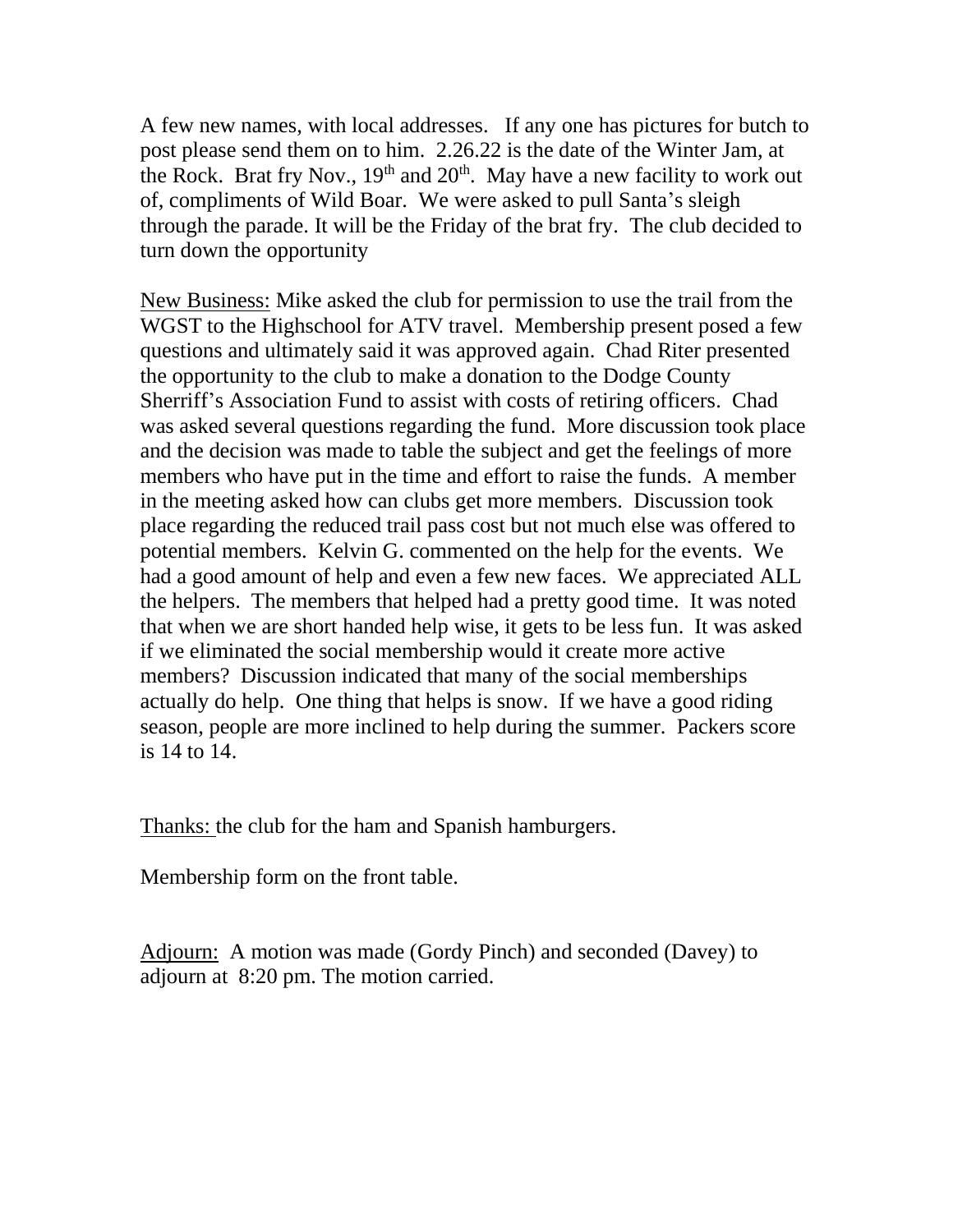A few new names, with local addresses. If any one has pictures for butch to post please send them on to him. 2.26.22 is the date of the Winter Jam, at the Rock. Brat fry Nov., 19th and 20th. May have a new facility to work out of, compliments of Wild Boar. We were asked to pull Santa's sleigh through the parade. It will be the Friday of the brat fry. The club decided to turn down the opportunity

<u>New Business:</u> Mike asked the club for permission to use the trail from the WGST to the Highschool for ATV travel. Membership present posed a few questions and ultimately said it was approved again. Chad Riter presented the opportunity to the club to make a donation to the Dodge County Sherriff's Association Fund to assist with costs of retiring officers. Chad was asked several questions regarding the fund. More discussion took place and the decision was made to table the subject and get the feelings of more members who have put in the time and effort to raise the funds. A member in the meeting asked how can clubs get more members. Discussion took place regarding the reduced trail pass cost but not much else was offered to potential members. Kelvin G. commented on the help for the events. We had a good amount of help and even a few new faces. We appreciated ALL the helpers. The members that helped had a pretty good time. It was noted that when we are short handed help wise, it gets to be less fun. It was asked if we eliminated the social membership would it create more active members? Discussion indicated that many of the social memberships actually do help. One thing that helps is snow. If we have a good riding season, people are more inclined to help during the summer. Packers score is 14 to 14.

<u>Thanks:</u> the club for the ham and Spanish hamburgers.

Membership form on the front table.

<u>Adjourn:</u> A motion was made (Gordy Pinch) and seconded (Davey) to adjourn at 8:20 pm. The motion carried.